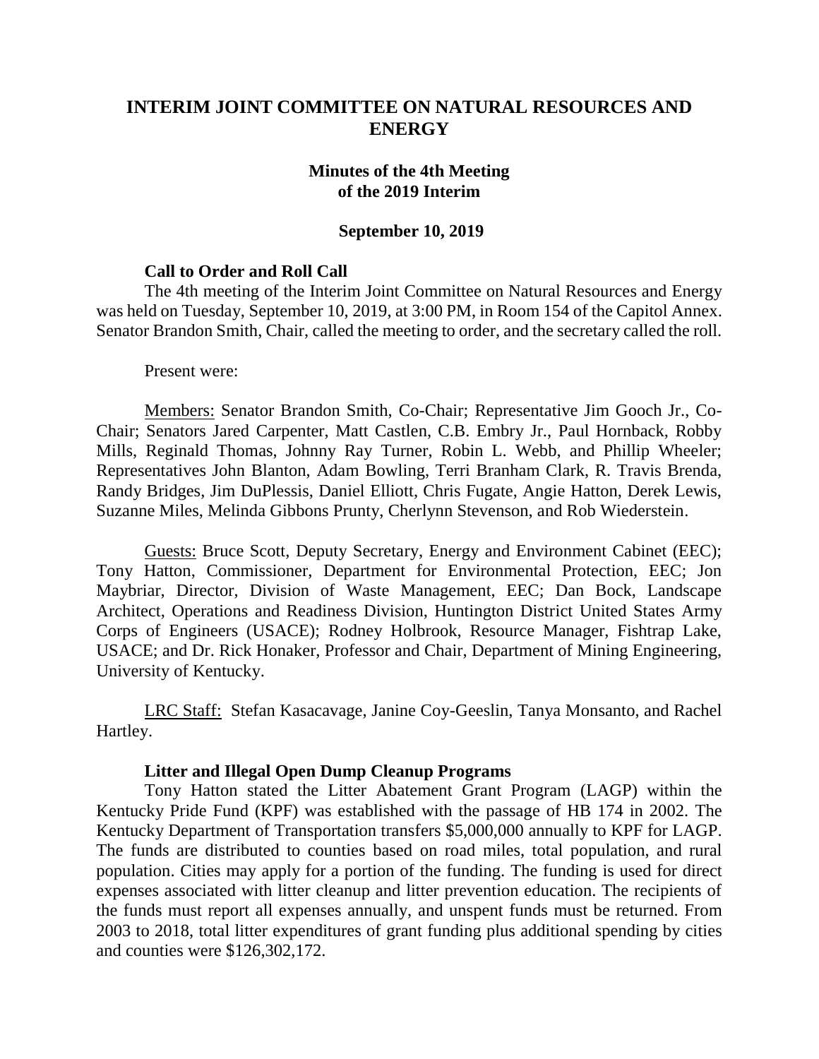# INTERIM JOINT COMMITTEE ON NATURAL RESOURCES AND ENERGY

## Minutes of the 4th Meeting of the 2019 Interim

### September 10, 2019

**Call to Order and Roll Call**

The 4th meeting of the Interim Joint Committee on Natural Resources and Energy was held on Tuesday, September 10, 2019, at 3:00 PM, in Room 154 of the Capitol Annex. Senator Brandon Smith, Chair, called the meeting to order, and the secretary called the roll.

Present were:

Members: Senator Brandon Smith, Co-Chair; Representative Jim Gooch Jr., Co-Chair; Senators Jared Carpenter, Matt Castlen, C.B. Embry Jr., Paul Hornback, Robby Mills, Reginald Thomas, Johnny Ray Turner, Robin L. Webb, and Phillip Wheeler; Representatives John Blanton, Adam Bowling, Terri Branham Clark, R. Travis Brenda, Randy Bridges, Jim DuPlessis, Daniel Elliott, Chris Fugate, Angie Hatton, Derek Lewis, Suzanne Miles, Melinda Gibbons Prunty, Cherlynn Stevenson, and Rob Wiederstein.

Guests: Bruce Scott, Deputy Secretary, Energy and Environment Cabinet (EEC); Tony Hatton, Commissioner, Department for Environmental Protection, EEC; Jon Maybriar, Director, Division of Waste Management, EEC; Dan Bock, Landscape Architect, Operations and Readiness Division, Huntington District United States Army Corps of Engineers (USACE); Rodney Holbrook, Resource Manager, Fishtrap Lake, USACE; and Dr. Rick Honaker, Professor and Chair, Department of Mining Engineering, University of Kentucky.

LRC Staff: Stefan Kasacavage, Janine Coy-Geeslin, Tanya Monsanto, and Rachel Hartley.

**Litter and Illegal Open Dump Cleanup Programs**

Tony Hatton stated the Litter Abatement Grant Program (LAGP) within the Kentucky Pride Fund (KPF) was established with the passage of HB 174 in 2002. The Kentucky Department of Transportation transfers $5,000,000 annually to KPF for LAGP. The funds are distributed to counties based on road miles, total population, and rural population. Cities may apply for a portion of the funding. The funding is used for direct expenses associated with litter cleanup and litter prevention education. The recipients of the funds must report all expenses annually, and unspent funds must be returned. From 2003 to 2018, total litter expenditures of grant funding plus additional spending by cities and counties were $126,302,172.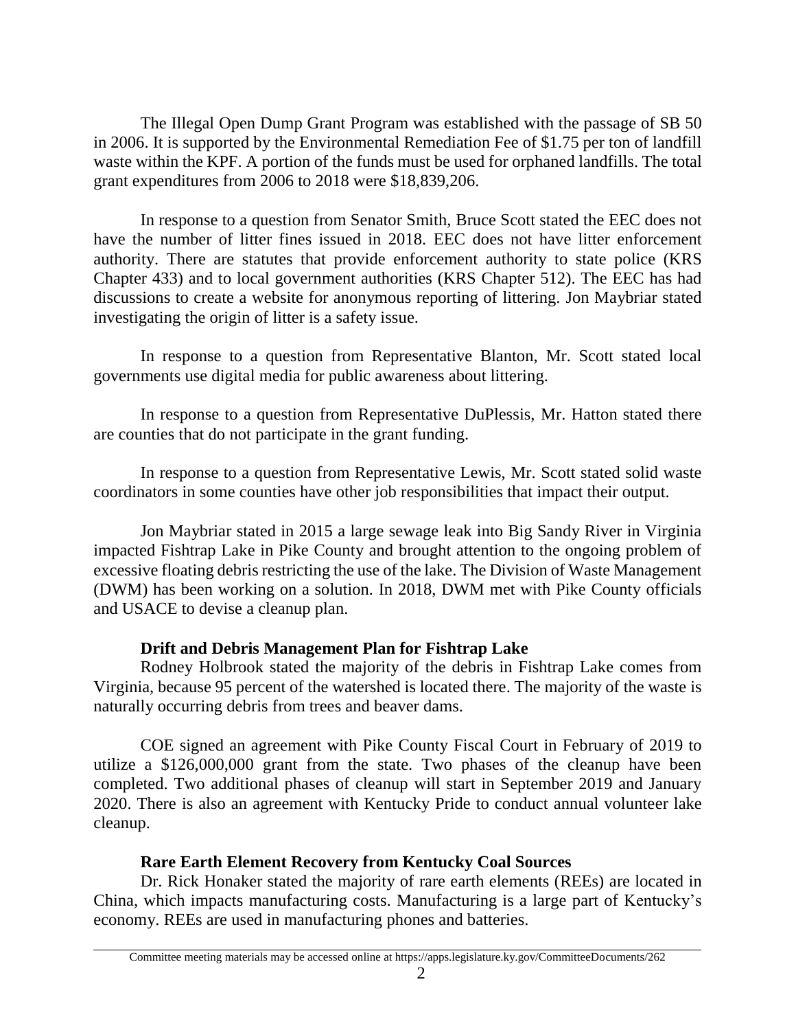The Illegal Open Dump Grant Program was established with the passage of SB 50 in 2006. It is supported by the Environmental Remediation Fee of $1.75 per ton of landfill waste within the KPF. A portion of the funds must be used for orphaned landfills. The total grant expenditures from 2006 to 2018 were $18,839,206.

In response to a question from Senator Smith, Bruce Scott stated the EEC does not have the number of litter fines issued in 2018. EEC does not have litter enforcement authority. There are statutes that provide enforcement authority to state police (KRS Chapter 433) and to local government authorities (KRS Chapter 512). The EEC has had discussions to create a website for anonymous reporting of littering. Jon Maybriar stated investigating the origin of litter is a safety issue.

In response to a question from Representative Blanton, Mr. Scott stated local governments use digital media for public awareness about littering.

In response to a question from Representative DuPlessis, Mr. Hatton stated there are counties that do not participate in the grant funding.

In response to a question from Representative Lewis, Mr. Scott stated solid waste coordinators in some counties have other job responsibilities that impact their output.

Jon Maybriar stated in 2015 a large sewage leak into Big Sandy River in Virginia impacted Fishtrap Lake in Pike County and brought attention to the ongoing problem of excessive floating debris restricting the use of the lake. The Division of Waste Management (DWM) has been working on a solution. In 2018, DWM met with Pike County officials and USACE to devise a cleanup plan.

**Drift and Debris Management Plan for Fishtrap Lake**

Rodney Holbrook stated the majority of the debris in Fishtrap Lake comes from Virginia, because 95 percent of the watershed is located there. The majority of the waste is naturally occurring debris from trees and beaver dams.

COE signed an agreement with Pike County Fiscal Court in February of 2019 to utilize a $126,000,000 grant from the state. Two phases of the cleanup have been completed. Two additional phases of cleanup will start in September 2019 and January 2020. There is also an agreement with Kentucky Pride to conduct annual volunteer lake cleanup.

**Rare Earth Element Recovery from Kentucky Coal Sources**

Dr. Rick Honaker stated the majority of rare earth elements (REEs) are located in China, which impacts manufacturing costs. Manufacturing is a large part of Kentucky's economy. REEs are used in manufacturing phones and batteries.

Committee meeting materials may be accessed online at https://apps.legislature.ky.gov/CommitteeDocuments/262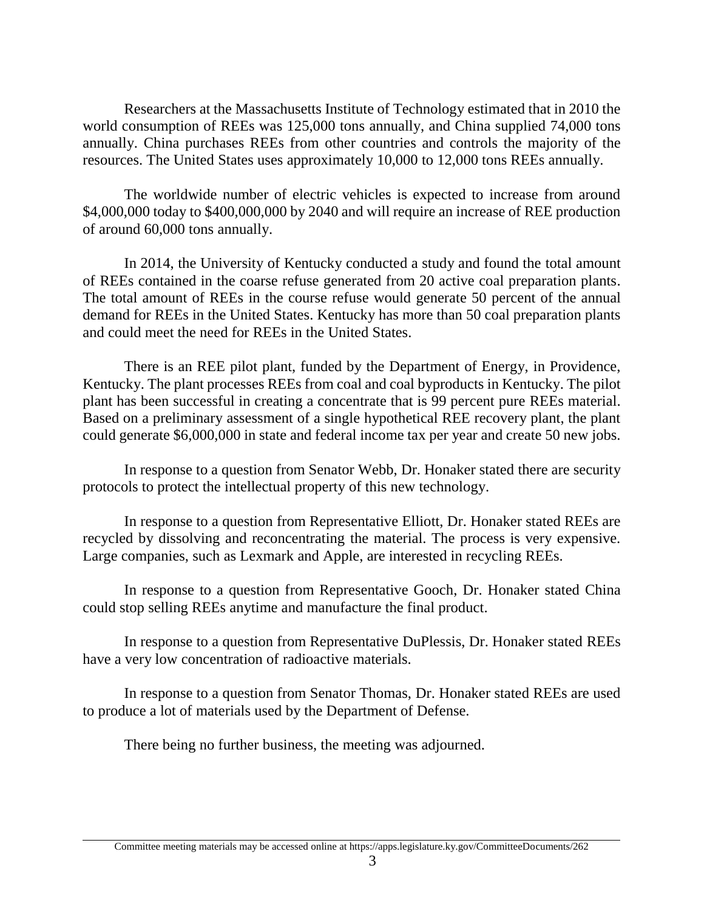Researchers at the Massachusetts Institute of Technology estimated that in 2010 the world consumption of REEs was 125,000 tons annually, and China supplied 74,000 tons annually. China purchases REEs from other countries and controls the majority of the resources. The United States uses approximately 10,000 to 12,000 tons REEs annually.

The worldwide number of electric vehicles is expected to increase from around $4,000,000 today to $400,000,000 by 2040 and will require an increase of REE production of around 60,000 tons annually.

In 2014, the University of Kentucky conducted a study and found the total amount of REEs contained in the coarse refuse generated from 20 active coal preparation plants. The total amount of REEs in the course refuse would generate 50 percent of the annual demand for REEs in the United States. Kentucky has more than 50 coal preparation plants and could meet the need for REEs in the United States.

There is an REE pilot plant, funded by the Department of Energy, in Providence, Kentucky. The plant processes REEs from coal and coal byproducts in Kentucky. The pilot plant has been successful in creating a concentrate that is 99 percent pure REEs material. Based on a preliminary assessment of a single hypothetical REE recovery plant, the plant could generate $6,000,000 in state and federal income tax per year and create 50 new jobs.

In response to a question from Senator Webb, Dr. Honaker stated there are security protocols to protect the intellectual property of this new technology.

In response to a question from Representative Elliott, Dr. Honaker stated REEs are recycled by dissolving and reconcentrating the material. The process is very expensive. Large companies, such as Lexmark and Apple, are interested in recycling REEs.

In response to a question from Representative Gooch, Dr. Honaker stated China could stop selling REEs anytime and manufacture the final product.

In response to a question from Representative DuPlessis, Dr. Honaker stated REEs have a very low concentration of radioactive materials.

In response to a question from Senator Thomas, Dr. Honaker stated REEs are used to produce a lot of materials used by the Department of Defense.

There being no further business, the meeting was adjourned.

Committee meeting materials may be accessed online at https://apps.legislature.ky.gov/CommitteeDocuments/262